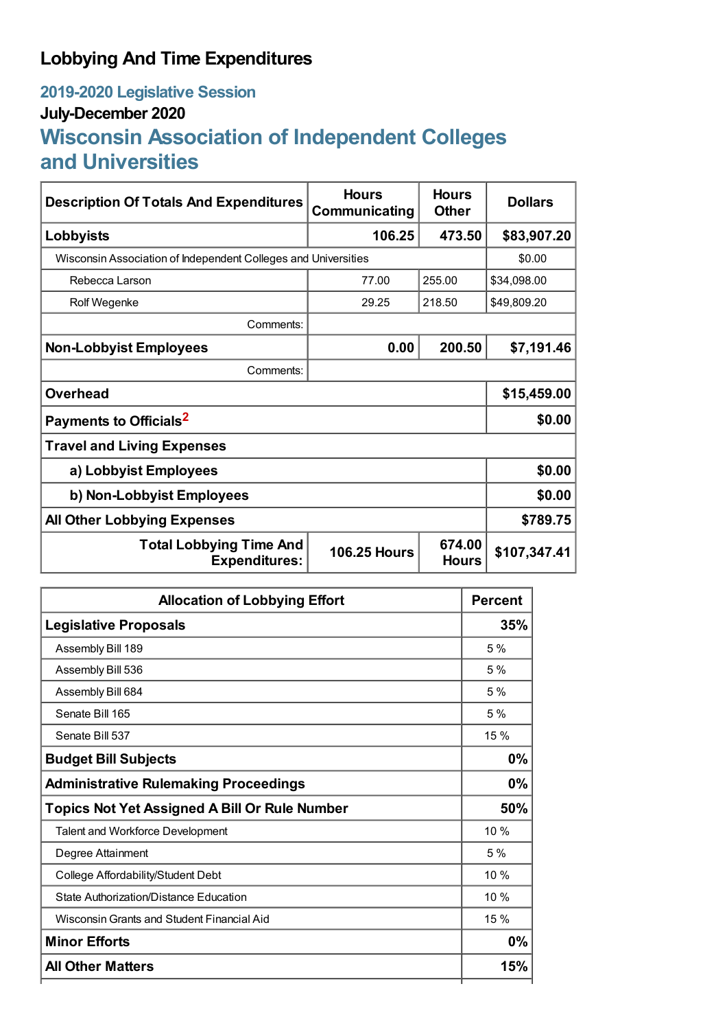# Lobbying And Time Expenditures

## 2019-2020 Legislative Session

### July-December 2020

## Wisconsin Association of Independent Colleges and Universities

| Description Of Totals And Expenditures | Hours Communicating | Hours Other | Dollars |
|---|---|---|---|
| **Lobbyists** | **106.25** | **473.50** | **$83,907.20** |
| Wisconsin Association of Independent Colleges and Universities | | | $0.00 |
| Rebecca Larson | 77.00 | 255.00 | $34,098.00 |
| Rolf Wegenke | 29.25 | 218.50 | $49,809.20 |
| Comments: | | | |
| **Non-Lobbyist Employees** | **0.00** | **200.50** | **$7,191.46** |
| Comments: | | | |
| **Overhead** | | | **$15,459.00** |
| **Payments to Officials**[2] | | | **$0.00** |
| **Travel and Living Expenses** | | | |
| **a) Lobbyist Employees** | | | **$0.00** |
| **b) Non-Lobbyist Employees** | | | **$0.00** |
| **All Other Lobbying Expenses** | | | **$789.75** |
| **Total Lobbying Time And Expenditures:** | **106.25 Hours** | **674.00 Hours** | **$107,347.41** |

| Allocation of Lobbying Effort | Percent |
|---|---|
| **Legislative Proposals** | **35%** |
| Assembly Bill 189 | 5 % |
| Assembly Bill 536 | 5 % |
| Assembly Bill 684 | 5 % |
| Senate Bill 165 | 5 % |
| Senate Bill 537 | 15 % |
| **Budget Bill Subjects** | **0%** |
| **Administrative Rulemaking Proceedings** | **0%** |
| **Topics Not Yet Assigned A Bill Or Rule Number** | **50%** |
| Talent and Workforce Development | 10 % |
| Degree Attainment | 5 % |
| College Affordability/Student Debt | 10 % |
| State Authorization/Distance Education | 10 % |
| Wisconsin Grants and Student Financial Aid | 15 % |
| **Minor Efforts** | **0%** |
| **All Other Matters** | **15%** |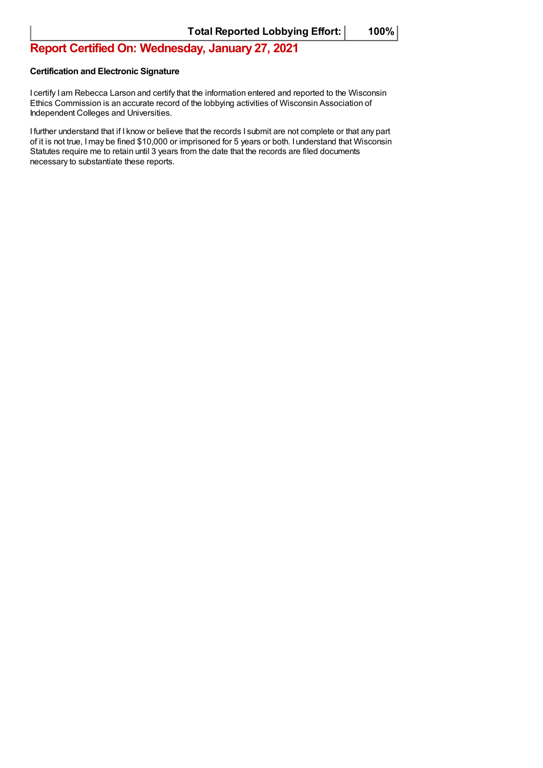| | |
|---|---|
| **Total Reported Lobbying Effort:** | **100%** |

## Report Certified On: Wednesday, January 27, 2021

**Certification and Electronic Signature**

I certify I am Rebecca Larson and certify that the information entered and reported to the Wisconsin Ethics Commission is an accurate record of the lobbying activities of Wisconsin Association of Independent Colleges and Universities.

I further understand that if I know or believe that the records I submit are not complete or that any part of it is not true, I may be fined $10,000 or imprisoned for 5 years or both. I understand that Wisconsin Statutes require me to retain until 3 years from the date that the records are filed documents necessary to substantiate these reports.